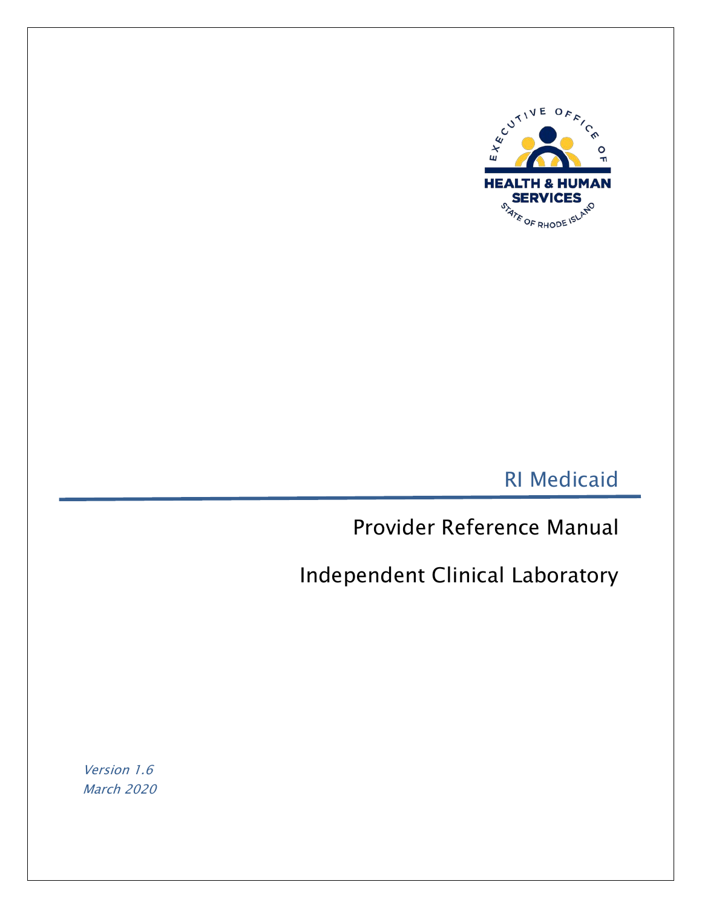EXECUTIVE OFFICE OF

HEALTH & HUMAN SERVICES

STATE OF RHODE ISLAND

# RI Medicaid

## Provider Reference Manual

## Independent Clinical Laboratory

*Version 1.6*
*March 2020*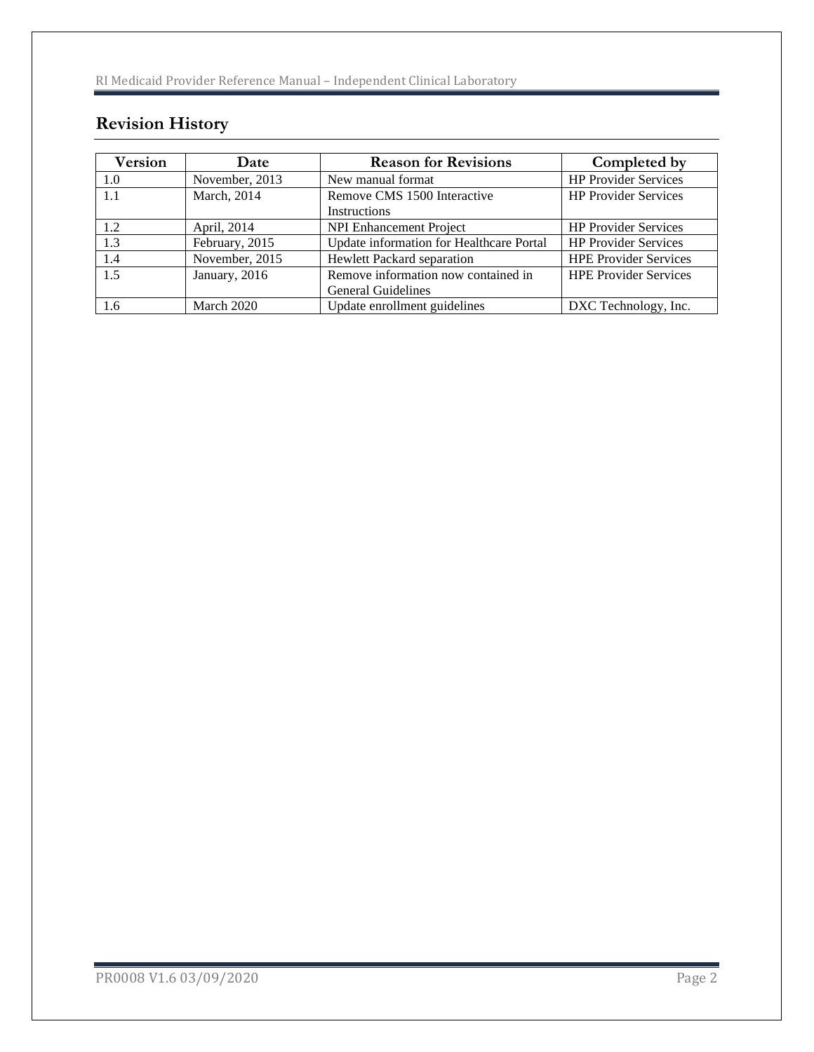## Revision History

| Version | Date | Reason for Revisions | Completed by |
|---|---|---|---|
| 1.0 | November, 2013 | New manual format | HP Provider Services |
| 1.1 | March, 2014 | Remove CMS 1500 Interactive Instructions | HP Provider Services |
| 1.2 | April, 2014 | NPI Enhancement Project | HP Provider Services |
| 1.3 | February, 2015 | Update information for Healthcare Portal | HP Provider Services |
| 1.4 | November, 2015 | Hewlett Packard separation | HPE Provider Services |
| 1.5 | January, 2016 | Remove information now contained in General Guidelines | HPE Provider Services |
| 1.6 | March 2020 | Update enrollment guidelines | DXC Technology, Inc. |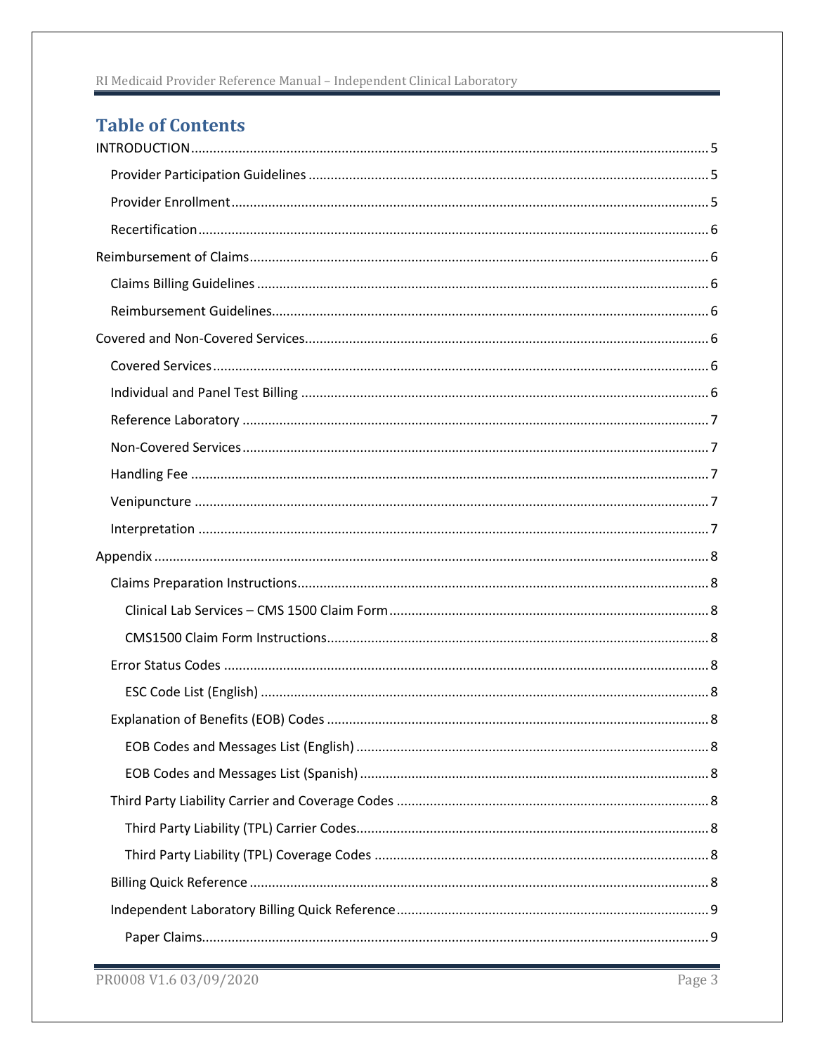# Table of Contents

- INTRODUCTION .......... 5
  - Provider Participation Guidelines .......... 5
  - Provider Enrollment .......... 5
  - Recertification .......... 6
- Reimbursement of Claims .......... 6
  - Claims Billing Guidelines .......... 6
  - Reimbursement Guidelines .......... 6
- Covered and Non-Covered Services .......... 6
  - Covered Services .......... 6
  - Individual and Panel Test Billing .......... 6
  - Reference Laboratory .......... 7
  - Non-Covered Services .......... 7
  - Handling Fee .......... 7
  - Venipuncture .......... 7
  - Interpretation .......... 7
- Appendix .......... 8
  - Claims Preparation Instructions .......... 8
    - Clinical Lab Services – CMS 1500 Claim Form .......... 8
    - CMS1500 Claim Form Instructions .......... 8
  - Error Status Codes .......... 8
    - ESC Code List (English) .......... 8
  - Explanation of Benefits (EOB) Codes .......... 8
    - EOB Codes and Messages List (English) .......... 8
    - EOB Codes and Messages List (Spanish) .......... 8
  - Third Party Liability Carrier and Coverage Codes .......... 8
    - Third Party Liability (TPL) Carrier Codes .......... 8
    - Third Party Liability (TPL) Coverage Codes .......... 8
  - Billing Quick Reference .......... 8
  - Independent Laboratory Billing Quick Reference .......... 9
    - Paper Claims .......... 9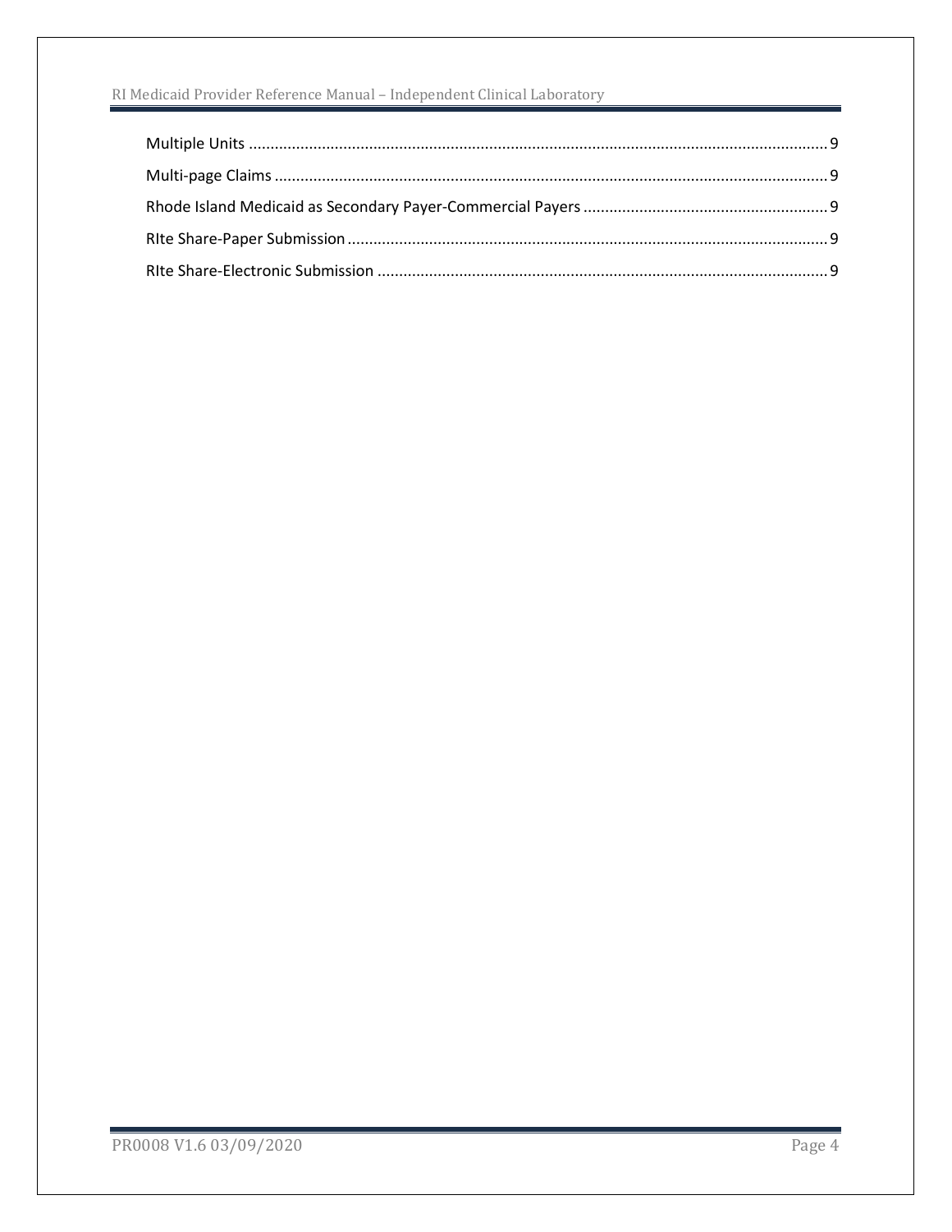Multiple Units ........................................................................................................................................ 9

Multi-page Claims ................................................................................................................................. 9

Rhode Island Medicaid as Secondary Payer-Commercial Payers ......................................................... 9

RIte Share-Paper Submission ................................................................................................................ 9

RIte Share-Electronic Submission ......................................................................................................... 9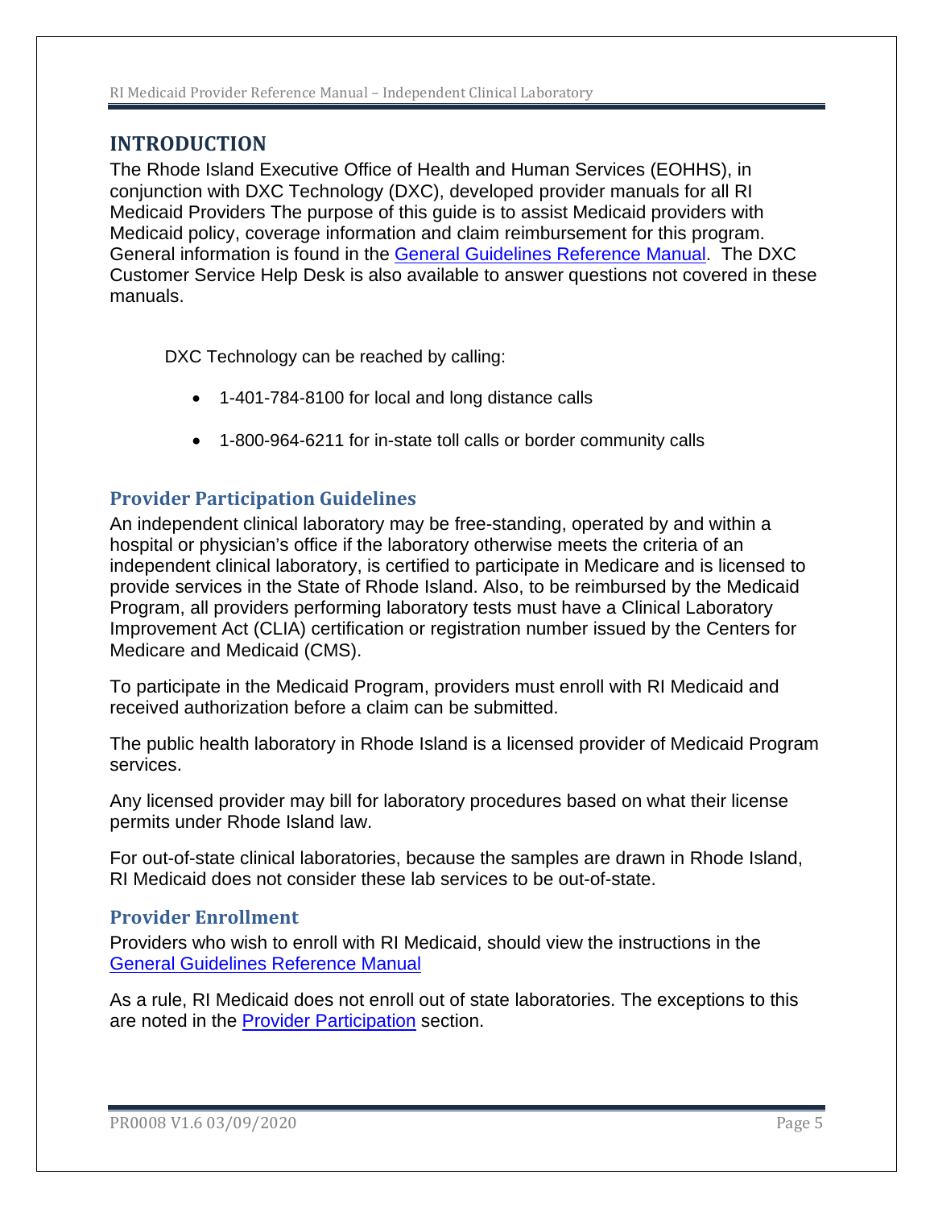# INTRODUCTION

The Rhode Island Executive Office of Health and Human Services (EOHHS), in conjunction with DXC Technology (DXC), developed provider manuals for all RI Medicaid Providers The purpose of this guide is to assist Medicaid providers with Medicaid policy, coverage information and claim reimbursement for this program. General information is found in the [General Guidelines Reference Manual](). The DXC Customer Service Help Desk is also available to answer questions not covered in these manuals.

DXC Technology can be reached by calling:

- 1-401-784-8100 for local and long distance calls
- 1-800-964-6211 for in-state toll calls or border community calls

## Provider Participation Guidelines

An independent clinical laboratory may be free-standing, operated by and within a hospital or physician's office if the laboratory otherwise meets the criteria of an independent clinical laboratory, is certified to participate in Medicare and is licensed to provide services in the State of Rhode Island. Also, to be reimbursed by the Medicaid Program, all providers performing laboratory tests must have a Clinical Laboratory Improvement Act (CLIA) certification or registration number issued by the Centers for Medicare and Medicaid (CMS).

To participate in the Medicaid Program, providers must enroll with RI Medicaid and received authorization before a claim can be submitted.

The public health laboratory in Rhode Island is a licensed provider of Medicaid Program services.

Any licensed provider may bill for laboratory procedures based on what their license permits under Rhode Island law.

For out-of-state clinical laboratories, because the samples are drawn in Rhode Island, RI Medicaid does not consider these lab services to be out-of-state.

## Provider Enrollment

Providers who wish to enroll with RI Medicaid, should view the instructions in the [General Guidelines Reference Manual]()

As a rule, RI Medicaid does not enroll out of state laboratories. The exceptions to this are noted in the [Provider Participation]() section.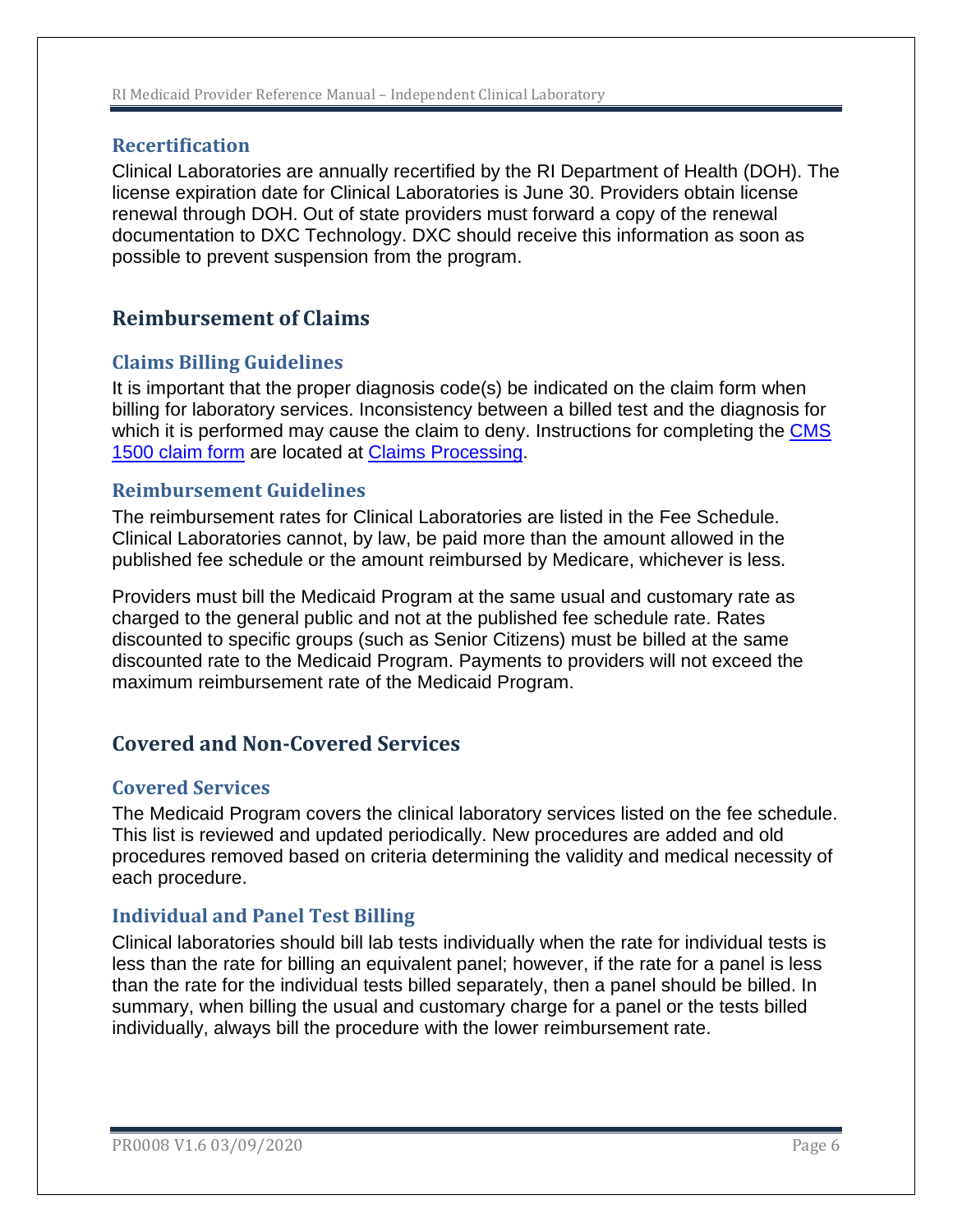### Recertification

Clinical Laboratories are annually recertified by the RI Department of Health (DOH). The license expiration date for Clinical Laboratories is June 30. Providers obtain license renewal through DOH. Out of state providers must forward a copy of the renewal documentation to DXC Technology. DXC should receive this information as soon as possible to prevent suspension from the program.

## Reimbursement of Claims

### Claims Billing Guidelines

It is important that the proper diagnosis code(s) be indicated on the claim form when billing for laboratory services. Inconsistency between a billed test and the diagnosis for which it is performed may cause the claim to deny. Instructions for completing the CMS 1500 claim form are located at Claims Processing.

### Reimbursement Guidelines

The reimbursement rates for Clinical Laboratories are listed in the Fee Schedule. Clinical Laboratories cannot, by law, be paid more than the amount allowed in the published fee schedule or the amount reimbursed by Medicare, whichever is less.

Providers must bill the Medicaid Program at the same usual and customary rate as charged to the general public and not at the published fee schedule rate. Rates discounted to specific groups (such as Senior Citizens) must be billed at the same discounted rate to the Medicaid Program. Payments to providers will not exceed the maximum reimbursement rate of the Medicaid Program.

## Covered and Non-Covered Services

### Covered Services

The Medicaid Program covers the clinical laboratory services listed on the fee schedule. This list is reviewed and updated periodically. New procedures are added and old procedures removed based on criteria determining the validity and medical necessity of each procedure.

### Individual and Panel Test Billing

Clinical laboratories should bill lab tests individually when the rate for individual tests is less than the rate for billing an equivalent panel; however, if the rate for a panel is less than the rate for the individual tests billed separately, then a panel should be billed. In summary, when billing the usual and customary charge for a panel or the tests billed individually, always bill the procedure with the lower reimbursement rate.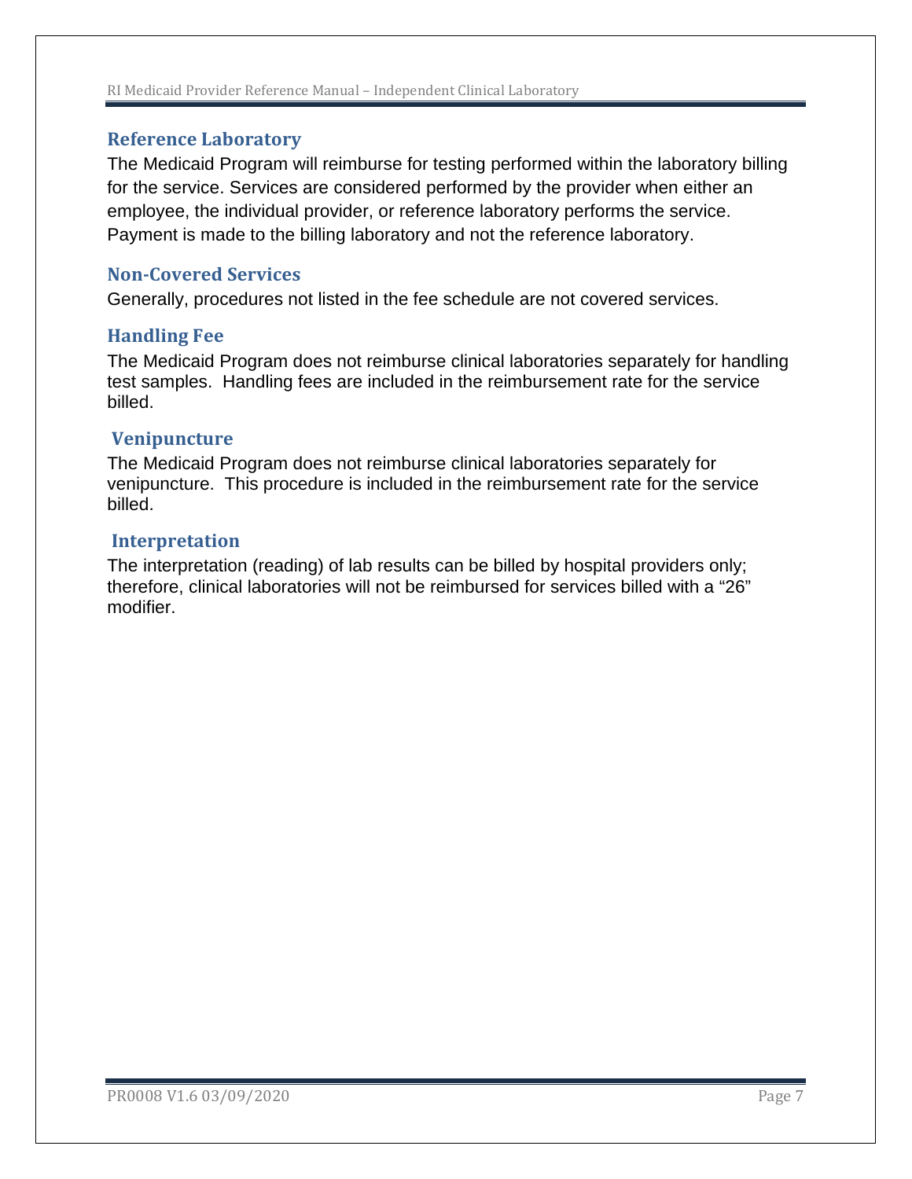## Reference Laboratory

The Medicaid Program will reimburse for testing performed within the laboratory billing for the service. Services are considered performed by the provider when either an employee, the individual provider, or reference laboratory performs the service. Payment is made to the billing laboratory and not the reference laboratory.

## Non-Covered Services

Generally, procedures not listed in the fee schedule are not covered services.

## Handling Fee

The Medicaid Program does not reimburse clinical laboratories separately for handling test samples. Handling fees are included in the reimbursement rate for the service billed.

## Venipuncture

The Medicaid Program does not reimburse clinical laboratories separately for venipuncture. This procedure is included in the reimbursement rate for the service billed.

## Interpretation

The interpretation (reading) of lab results can be billed by hospital providers only; therefore, clinical laboratories will not be reimbursed for services billed with a “26” modifier.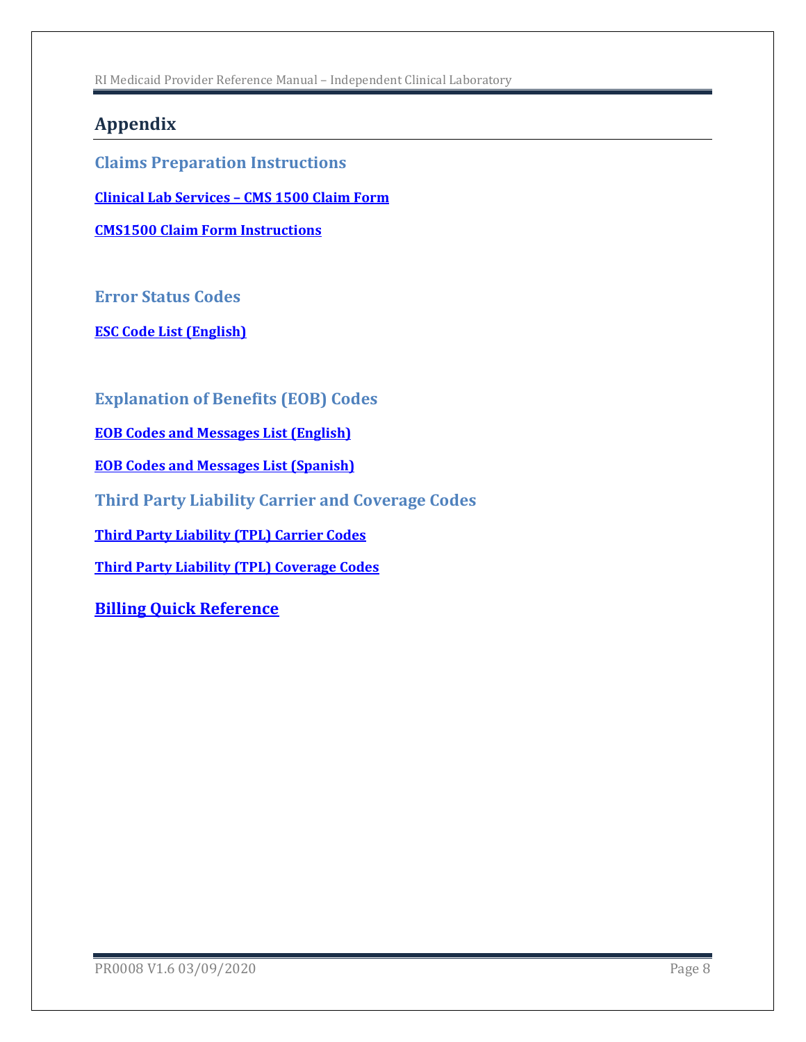# Appendix

## Claims Preparation Instructions

**Clinical Lab Services – CMS 1500 Claim Form**

**CMS1500 Claim Form Instructions**

## Error Status Codes

**ESC Code List (English)**

## Explanation of Benefits (EOB) Codes

**EOB Codes and Messages List (English)**

**EOB Codes and Messages List (Spanish)**

## Third Party Liability Carrier and Coverage Codes

**Third Party Liability (TPL) Carrier Codes**

**Third Party Liability (TPL) Coverage Codes**

## Billing Quick Reference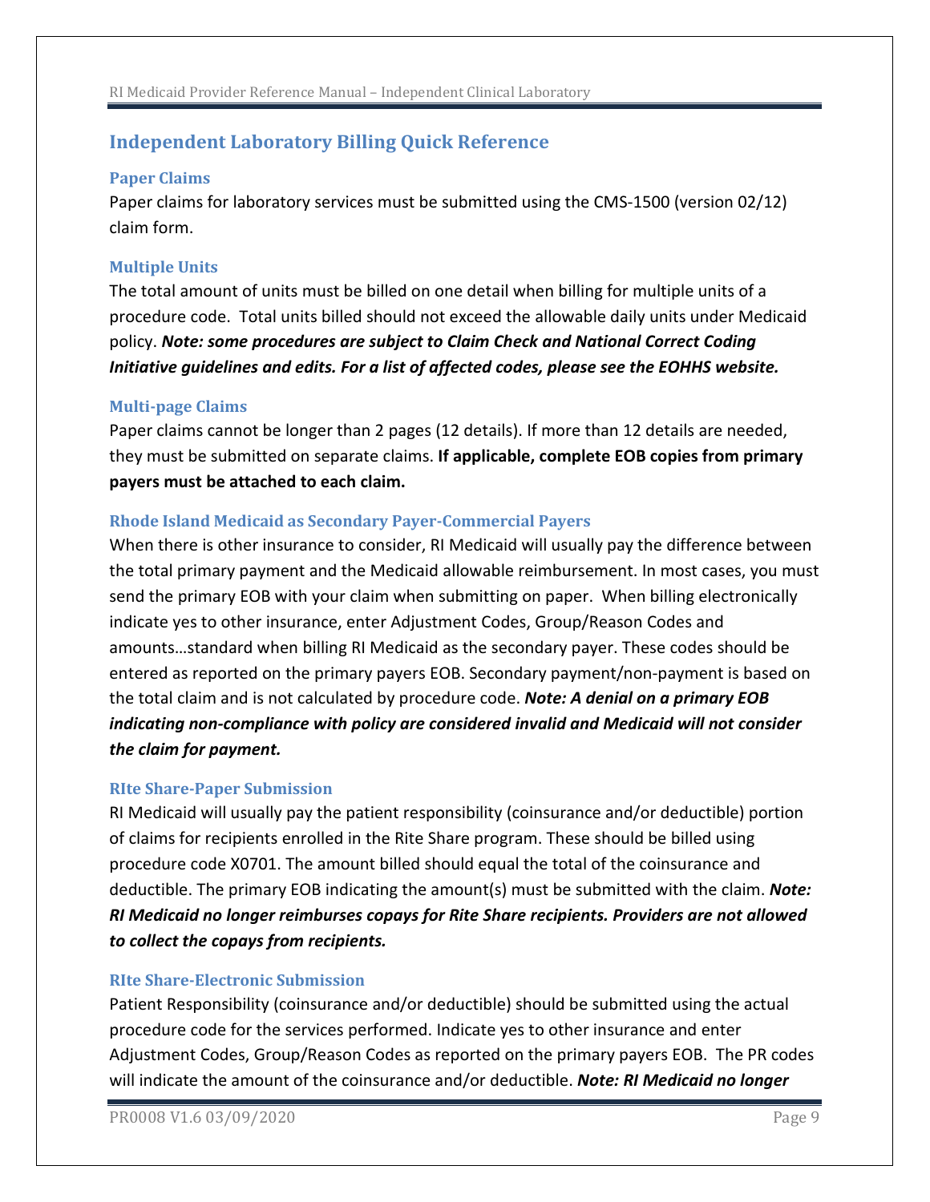## Independent Laboratory Billing Quick Reference

### Paper Claims

Paper claims for laboratory services must be submitted using the CMS-1500 (version 02/12) claim form.

### Multiple Units

The total amount of units must be billed on one detail when billing for multiple units of a procedure code. Total units billed should not exceed the allowable daily units under Medicaid policy. ***Note: some procedures are subject to Claim Check and National Correct Coding Initiative guidelines and edits. For a list of affected codes, please see the EOHHS website.***

### Multi-page Claims

Paper claims cannot be longer than 2 pages (12 details). If more than 12 details are needed, they must be submitted on separate claims. **If applicable, complete EOB copies from primary payers must be attached to each claim.**

### Rhode Island Medicaid as Secondary Payer-Commercial Payers

When there is other insurance to consider, RI Medicaid will usually pay the difference between the total primary payment and the Medicaid allowable reimbursement. In most cases, you must send the primary EOB with your claim when submitting on paper. When billing electronically indicate yes to other insurance, enter Adjustment Codes, Group/Reason Codes and amounts…standard when billing RI Medicaid as the secondary payer. These codes should be entered as reported on the primary payers EOB. Secondary payment/non-payment is based on the total claim and is not calculated by procedure code. ***Note: A denial on a primary EOB indicating non-compliance with policy are considered invalid and Medicaid will not consider the claim for payment.***

### RIte Share-Paper Submission

RI Medicaid will usually pay the patient responsibility (coinsurance and/or deductible) portion of claims for recipients enrolled in the Rite Share program. These should be billed using procedure code X0701. The amount billed should equal the total of the coinsurance and deductible. The primary EOB indicating the amount(s) must be submitted with the claim. ***Note: RI Medicaid no longer reimburses copays for Rite Share recipients. Providers are not allowed to collect the copays from recipients.***

### RIte Share-Electronic Submission

Patient Responsibility (coinsurance and/or deductible) should be submitted using the actual procedure code for the services performed. Indicate yes to other insurance and enter Adjustment Codes, Group/Reason Codes as reported on the primary payers EOB. The PR codes will indicate the amount of the coinsurance and/or deductible. ***Note: RI Medicaid no longer***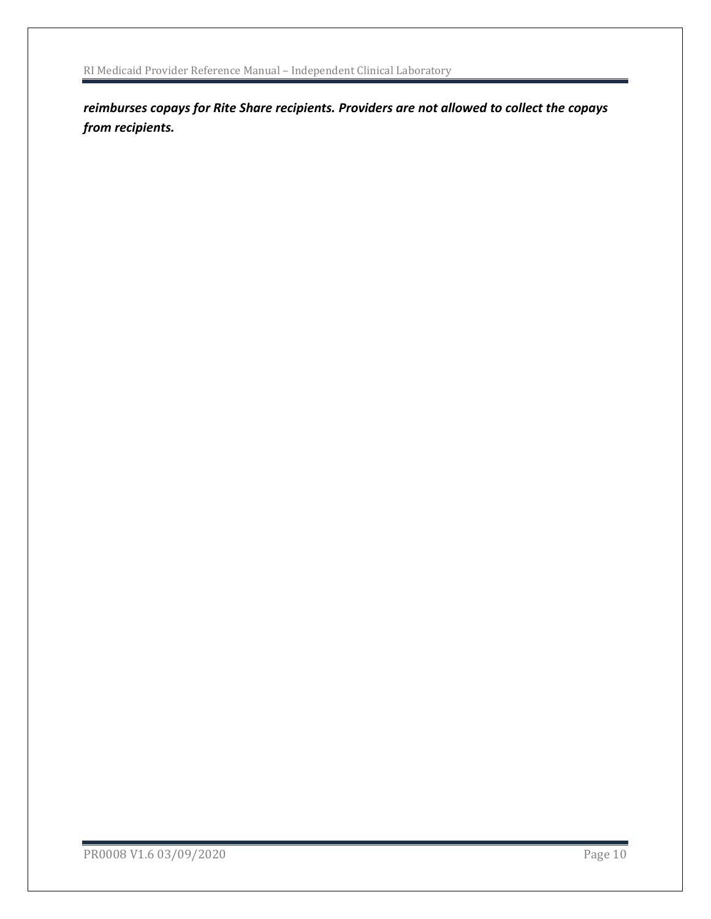***reimburses copays for Rite Share recipients. Providers are not allowed to collect the copays from recipients.***